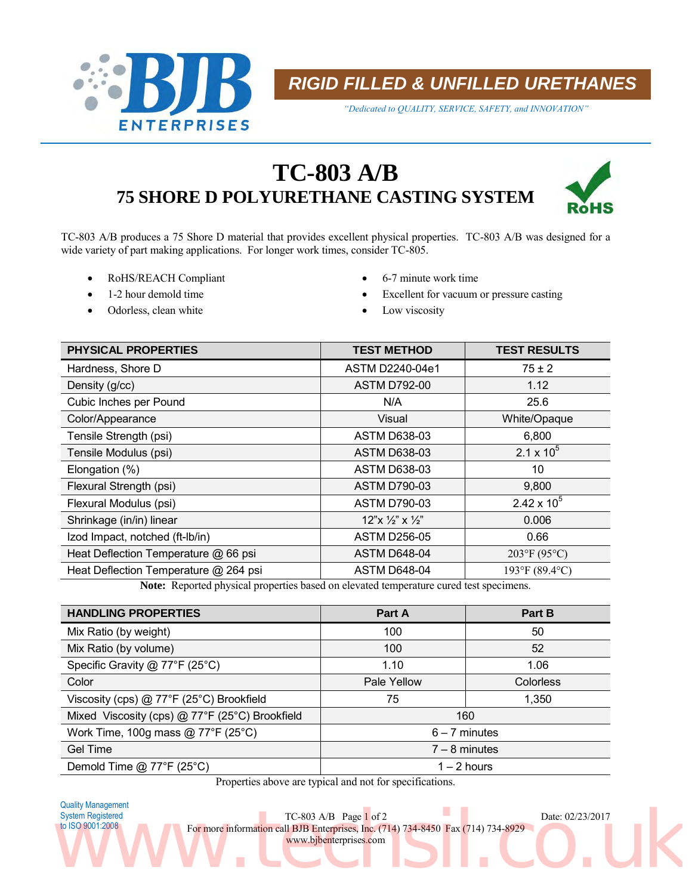BJB ENTERPRISES

# RIGID FILLED & UNFILLED URETHANES

*"Dedicated to QUALITY, SERVICE, SAFETY, and INNOVATION"*

# TC-803 A/B

## 75 SHORE D POLYURETHANE CASTING SYSTEM

RoHS

TC-803 A/B produces a 75 Shore D material that provides excellent physical properties. TC-803 A/B was designed for a wide variety of part making applications. For longer work times, consider TC-805.

- RoHS/REACH Compliant
- 1-2 hour demold time
- Odorless, clean white
- 6-7 minute work time
- Excellent for vacuum or pressure casting
- Low viscosity

| PHYSICAL PROPERTIES | TEST METHOD | TEST RESULTS |
|---|---|---|
| Hardness, Shore D | ASTM D2240-04e1 | 75 ± 2 |
| Density (g/cc) | ASTM D792-00 | 1.12 |
| Cubic Inches per Pound | N/A | 25.6 |
| Color/Appearance | Visual | White/Opaque |
| Tensile Strength (psi) | ASTM D638-03 | 6,800 |
| Tensile Modulus (psi) | ASTM D638-03 | $2.1 \times 10^5$ |
| Elongation (%) | ASTM D638-03 | 10 |
| Flexural Strength (psi) | ASTM D790-03 | 9,800 |
| Flexural Modulus (psi) | ASTM D790-03 | $2.42 \times 10^5$ |
| Shrinkage (in/in) linear | 12"x ½" x ½" | 0.006 |
| Izod Impact, notched (ft-lb/in) | ASTM D256-05 | 0.66 |
| Heat Deflection Temperature @ 66 psi | ASTM D648-04 | 203°F (95°C) |
| Heat Deflection Temperature @ 264 psi | ASTM D648-04 | 193°F (89.4°C) |

**Note:** Reported physical properties based on elevated temperature cured test specimens.

| HANDLING PROPERTIES | Part A | Part B |
|---|---|---|
| Mix Ratio (by weight) | 100 | 50 |
| Mix Ratio (by volume) | 100 | 52 |
| Specific Gravity @ 77°F (25°C) | 1.10 | 1.06 |
| Color | Pale Yellow | Colorless |
| Viscosity (cps) @ 77°F (25°C) Brookfield | 75 | 1,350 |
| Mixed Viscosity (cps) @ 77°F (25°C) Brookfield | 160 | |
| Work Time, 100g mass @ 77°F (25°C) | 6 – 7 minutes | |
| Gel Time | 7 – 8 minutes | |
| Demold Time @ 77°F (25°C) | 1 – 2 hours | |

Properties above are typical and not for specifications.

Quality Management System Registered to ISO 9001:2008

TC-803 A/B Date: 02/23/2017

For more information call BJB Enterprises, Inc. (714) 734-8450 Fax (714) 734-8929
www.bjbenterprises.com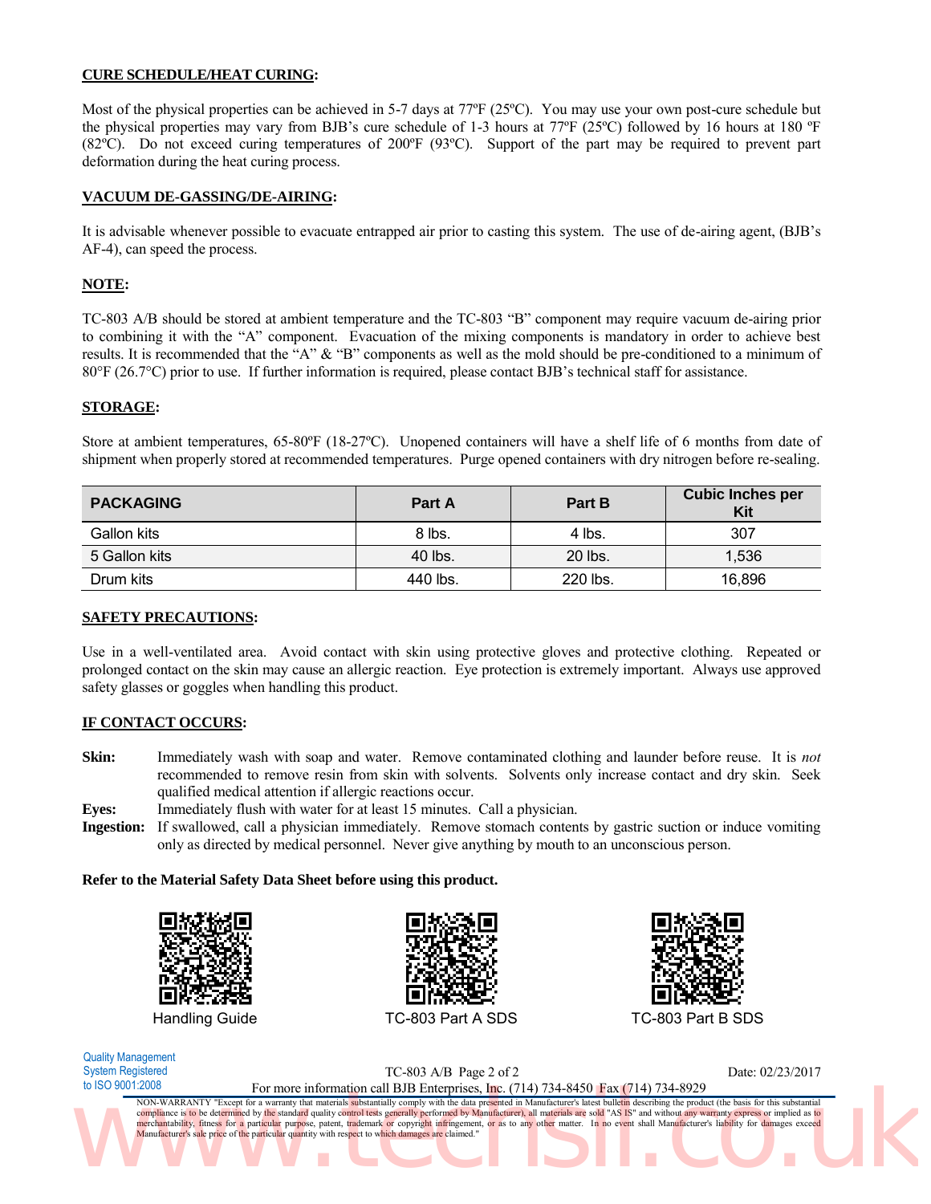**CURE SCHEDULE/HEAT CURING:**

Most of the physical properties can be achieved in 5-7 days at 77ºF (25ºC). You may use your own post-cure schedule but the physical properties may vary from BJB's cure schedule of 1-3 hours at 77ºF (25ºC) followed by 16 hours at 180 ºF (82ºC). Do not exceed curing temperatures of 200ºF (93ºC). Support of the part may be required to prevent part deformation during the heat curing process.

**VACUUM DE-GASSING/DE-AIRING:**

It is advisable whenever possible to evacuate entrapped air prior to casting this system. The use of de-airing agent, (BJB's AF-4), can speed the process.

**NOTE:**

TC-803 A/B should be stored at ambient temperature and the TC-803 "B" component may require vacuum de-airing prior to combining it with the "A" component. Evacuation of the mixing components is mandatory in order to achieve best results. It is recommended that the "A" & "B" components as well as the mold should be pre-conditioned to a minimum of 80°F (26.7°C) prior to use. If further information is required, please contact BJB's technical staff for assistance.

**STORAGE:**

Store at ambient temperatures, 65-80ºF (18-27ºC). Unopened containers will have a shelf life of 6 months from date of shipment when properly stored at recommended temperatures. Purge opened containers with dry nitrogen before re-sealing.

| PACKAGING | Part A | Part B | Cubic Inches per Kit |
|---|---|---|---|
| Gallon kits | 8 lbs. | 4 lbs. | 307 |
| 5 Gallon kits | 40 lbs. | 20 lbs. | 1,536 |
| Drum kits | 440 lbs. | 220 lbs. | 16,896 |

**SAFETY PRECAUTIONS:**

Use in a well-ventilated area. Avoid contact with skin using protective gloves and protective clothing. Repeated or prolonged contact on the skin may cause an allergic reaction. Eye protection is extremely important. Always use approved safety glasses or goggles when handling this product.

**IF CONTACT OCCURS:**

**Skin:** Immediately wash with soap and water. Remove contaminated clothing and launder before reuse. It is *not* recommended to remove resin from skin with solvents. Solvents only increase contact and dry skin. Seek qualified medical attention if allergic reactions occur.

**Eyes:** Immediately flush with water for at least 15 minutes. Call a physician.

**Ingestion:** If swallowed, call a physician immediately. Remove stomach contents by gastric suction or induce vomiting only as directed by medical personnel. Never give anything by mouth to an unconscious person.

**Refer to the Material Safety Data Sheet before using this product.**

Handling Guide

TC-803 Part A SDS

TC-803 Part B SDS

Quality Management System Registered to ISO 9001:2008

Date: 02/23/2017

For more information call BJB Enterprises, Inc. (714) 734-8450 Fax (714) 734-8929

NON-WARRANTY "Except for a warranty that materials substantially comply with the data presented in Manufacturer's latest bulletin describing the product (the basis for this substantial compliance is to be determined by the standard quality control tests generally performed by Manufacturer), all materials are sold "AS IS" and without any warranty express or implied as to merchantability, fitness for a particular purpose, patent, trademark or copyright infringement, or as to any other matter. In no event shall Manufacturer's liability for damages exceed Manufacturer's sale price of the particular quantity with respect to which damages are claimed."